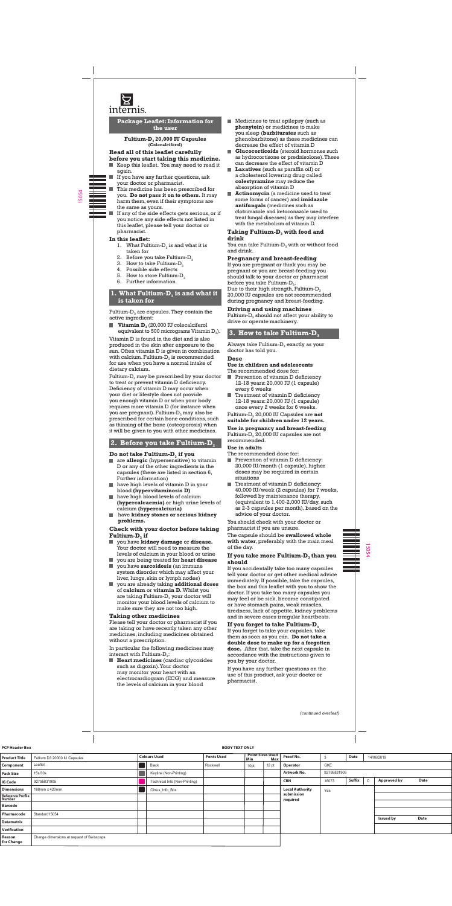internis.

## Package Leaflet: Information for the user

**Fultium-$D_3$ 20,000 IU Capsules**
**(Colecalciferol)**

**Read all of this leaflet carefully before you start taking this medicine.**

- Keep this leaflet. You may need to read it again.
- If you have any further questions, ask your doctor or pharmacist.
- This medicine has been prescribed for you. **Do not pass it on to others.** It may harm them, even if their symptoms are the same as yours.
- If any of the side effects gets serious, or if you notice any side effects not listed in this leaflet, please tell your doctor or pharmacist.

**In this leaflet:**

1. What Fultium-$D_3$ is and what it is taken for
2. Before you take Fultium-$D_3$
3. How to take Fultium-$D_3$
4. Possible side effects
5. How to store Fultium-$D_3$
6. Further information

## 1. What Fultium-$D_3$ is and what it is taken for

Fultium-$D_3$ are capsules. They contain the active ingredient:

- **Vitamin $D_3$** (20,000 IU colecalciferol equivalent to 500 micrograms Vitamin $D_3$).

Vitamin D is found in the diet and is also produced in the skin after exposure to the sun. Often vitamin D is given in combination with calcium. Fultium-$D_3$ is recommended for use when you have a normal intake of dietary calcium.

Fultium-$D_3$ may be prescribed by your doctor to treat or prevent vitamin D deficiency. Deficiency of vitamin D may occur when your diet or lifestyle does not provide you enough vitamin D or when your body requires more vitamin D (for instance when you are pregnant). Fultium-$D_3$ may also be prescribed for certain bone conditions, such as thinning of the bone (osteoporosis) when it will be given to you with other medicines.

## 2. Before you take Fultium-$D_3$

### Do not take Fultium-$D_3$ if you

- are **allergic** (hypersensitive) to vitamin D or any of the other ingredients in the capsules (these are listed in section 6, Further information)
- have high levels of vitamin D in your blood **(hypervitaminosis D)**
- have high blood levels of calcium **(hypercalcaemia)** or high urine levels of calcium **(hypercalciuria)**
- have **kidney stones or serious kidney problems.**

### Check with your doctor before taking Fultium-$D_3$ if

- you have **kidney damage** or **disease.** Your doctor will need to measure the levels of calcium in your blood or urine
- you are being treated for **heart disease**
- you have **sarcoidosis** (an immune system disorder which may affect your liver, lungs, skin or lymph nodes)
- you are already taking **additional doses** of **calcium** or **vitamin D.** Whilst you are taking Fultium-$D_3$ your doctor will monitor your blood levels of calcium to make sure they are not too high.

### Taking other medicines

Please tell your doctor or pharmacist if you are taking or have recently taken any other medicines, including medicines obtained without a prescription.

In particular the following medicines may interact with Fultium-$D_3$:

- **Heart medicines** (cardiac glycosides such as digoxin). Your doctor may monitor your heart with an electrocardiogram (ECG) and measure the levels of calcium in your blood
- Medicines to treat epilepsy (such as **phenytoin**) or medicines to make you sleep (**barbiturates** such as phenobarbitone) as these medicines can decrease the effect of vitamin D
- **Glucocorticoids** (steroid hormones such as hydrocortisone or prednisolone). These can decrease the effect of vitamin D
- **Laxatives** (such as paraffin oil) or a cholesterol lowering drug called **colestyramine** may reduce the absorption of vitamin D
- **Actinomycin** (a medicine used to treat some forms of cancer) and **imidazole antifungals** (medicines such as clotrimazole and ketoconazole used to treat fungal diseases) as they may interfere with the metabolism of vitamin D.

### Taking Fultium-$D_3$ with food and drink

You can take Fultium-$D_3$ with or without food and drink.

### Pregnancy and breast-feeding

If you are pregnant or think you may be pregnant or you are breast-feeding you should talk to your doctor or pharmacist before you take Fultium-$D_3$.
Due to their high strength, Fultium-$D_3$ 20,000 IU capsules are not recommended during pregnancy and breast-feeding.

### Driving and using machines

Fultium-$D_3$ should not affect your ability to drive or operate machinery.

## 3. How to take Fultium-$D_3$

Always take Fultium-$D_3$ exactly as your doctor has told you.

### Dose

**Use in children and adolescents**
The recommended dose for:

- Prevention of vitamin D deficiency 12-18 years: 20,000 IU (1 capsule) every 6 weeks
- Treatment of vitamin D deficiency 12-18 years: 20,000 IU (1 capsule) once every 2 weeks for 6 weeks.

Fultium-$D_3$ 20,000 IU Capsules are **not suitable for children under 12 years.**

**Use in pregnancy and breast-feeding**
Fultium-$D_3$ 20,000 IU capsules are not recommended.

**Use in adults**
The recommended dose for:

- Prevention of vitamin D deficiency: 20,000 IU/month (1 capsule), higher doses may be required in certain situations
- Treatment of vitamin D deficiency: 40,000 IU/week (2 capsules) for 7 weeks, followed by maintenance therapy, (equivalent to 1,400-2,000 IU/day, such as 2-3 capsules per month), based on the advice of your doctor.

You should check with your doctor or pharmacist if you are unsure.

The capsule should be **swallowed whole with water**, preferably with the main meal of the day.

### If you take more Fultium-$D_3$ than you should

If you accidentally take too many capsules tell your doctor or get other medical advice immediately. If possible, take the capsules, the box and this leaflet with you to show the doctor. If you take too many capsules you may feel or be sick, become constipated or have stomach pains, weak muscles, tiredness, lack of appetite, kidney problems and in severe cases irregular heartbeats.

### If you forget to take Fultium-$D_3$

If you forget to take your capsules, take them as soon as you can. **Do not take a double dose to make up for a forgotten dose.** After that, take the next capsule in accordance with the instructions given to you by your doctor.

If you have any further questions on the use of this product, ask your doctor or pharmacist.

*(continued overleaf)*

| PCP Header Box | | Colours Used | Fonts Used | Point Sizes Used Min | Max | Proof No. | 3 | Date | 14/08/2019 |
|---|---|---|---|---|---|---|---|---|---|
| Product Title | Fultium D3 20000 IU Capsules | Black | Rockwell | 10pt | 12 pt | Operator | GKE | | |
| Component | Leaflet | Keyline (Non-Printing) | | | | Artwork No. | 92795831905 | | |
| Pack Size | 15s/30s | Technical Info (Non-Printing) | | | | CRN | 18073 | Suffix | C |
| IG Code | 92795831905 | Cirrus_Info_Box | | | | Local Authority submission required | Yes | Approved by | Date |
| Dimensions | 168mm x 420mm | | | | | | | | |
| Reference Profile Number | | | | | | | | | |
| Barcode | | | | | | | | | |
| Pharmacode | Standard15054 | | | | | | | Issued by | Date |
| Datamatrix | | | | | | | | | |
| Verification | | | | | | | | | |
| Reason for Change | Change dimensions at request of Swisscaps. | | | | | | | | |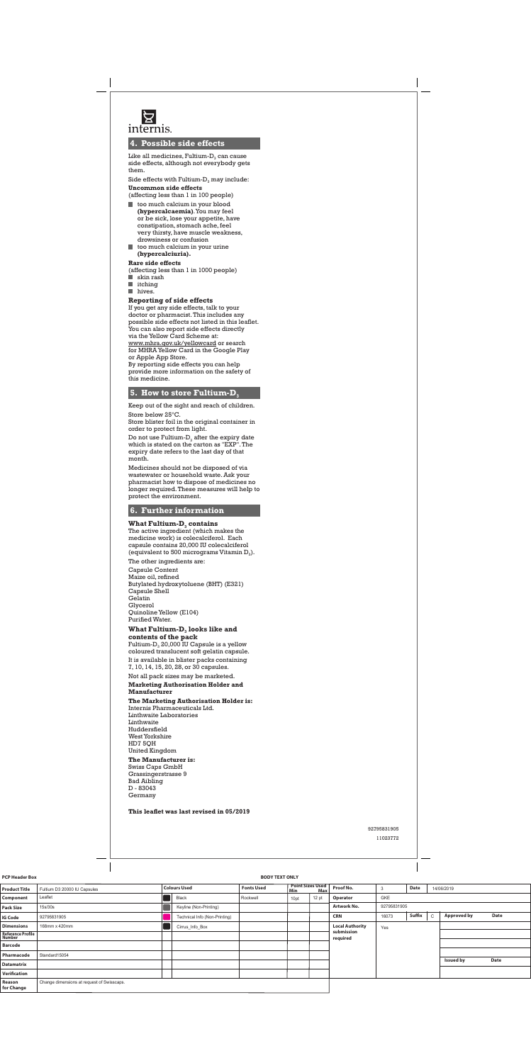internis.

## 4. Possible side effects

Like all medicines, Fultium-$D_3$ can cause side effects, although not everybody gets them.

Side effects with Fultium-$D_3$ may include:

**Uncommon side effects**
(affecting less than 1 in 100 people)

- too much calcium in your blood **(hypercalcaemia)**. You may feel or be sick, lose your appetite, have constipation, stomach ache, feel very thirsty, have muscle weakness, drowsiness or confusion
- too much calcium in your urine **(hypercalciuria).**

**Rare side effects**
(affecting less than 1 in 1000 people)

- skin rash
- itching
- hives.

**Reporting of side effects**

If you get any side effects, talk to your doctor or pharmacist. This includes any possible side effects not listed in this leaflet. You can also report side effects directly via the Yellow Card Scheme at: www.mhra.gov.uk/yellowcard or search for MHRA Yellow Card in the Google Play or Apple App Store.
By reporting side effects you can help provide more information on the safety of this medicine.

## 5. How to store Fultium-$D_3$

Keep out of the sight and reach of children.

Store below 25°C.

Store blister foil in the original container in order to protect from light.

Do not use Fultium-$D_3$ after the expiry date which is stated on the carton as "EXP". The expiry date refers to the last day of that month.

Medicines should not be disposed of via wastewater or household waste. Ask your pharmacist how to dispose of medicines no longer required. These measures will help to protect the environment.

## 6. Further information

**What Fultium-$D_3$ contains**

The active ingredient (which makes the medicine work) is colecalciferol. Each capsule contains 20,000 IU colecalciferol (equivalent to 500 micrograms Vitamin $D_3$).

The other ingredients are:

Capsule Content
Maize oil, refined
Butylated hydroxytoluene (BHT) (E321)
Capsule Shell
Gelatin
Glycerol
Quinoline Yellow (E104)
Purified Water.

**What Fultium-$D_3$ looks like and contents of the pack**

Fultium-$D_3$ 20,000 IU Capsule is a yellow coloured translucent soft gelatin capsule.

It is available in blister packs containing 7, 10, 14, 15, 20, 28, or 30 capsules.

Not all pack sizes may be marketed.

**Marketing Authorisation Holder and Manufacturer**

**The Marketing Authorisation Holder is:**
Internis Pharmaceuticals Ltd.
Linthwaite Laboratories
Linthwaite
Huddersfield
West Yorkshire
HD7 5QH
United Kingdom

**The Manufacturer is:**
Swiss Caps GmbH
Grassingerstrasse 9
Bad Aibling
D - 83043
Germany

**This leaflet was last revised in 05/2019**

92795831905
11023772

**PCP Header Box** — **BODY TEXT ONLY**

| | | Colours Used | Fonts Used | Point Sizes Used Min | Max | Proof No. | 3 | Date | 14/06/2019 |
|---|---|---|---|---|---|---|---|---|---|
| Product Title | Fultium D3 20000 IU Capsules | Black | Rockwell | 10pt | 12 pt | Operator | GKE | | |
| Component | Leaflet | Keyline (Non-Printing) | | | | Artwork No. | 92795831905 | | |
| Pack Size | 15s/30s | Technical Info (Non-Printing) | | | | CRN | 16073 | Suffix | C |
| IG Code | 92795831905 | Cirrus_Info_Box | | | | Local Authority submission required | Yes | Approved by | Date |
| Dimensions | 168mm x 420mm | | | | | | | | |
| Reference Profile Number | | | | | | | | | |
| Barcode | | | | | | | | Issued by | Date |
| Pharmacode | Standard15054 | | | | | | | | |
| Datamatrix | | | | | | | | | |
| Verification | | | | | | | | | |
| Reason for Change | Change dimensions at request of Swisscaps. | | | | | | | | |